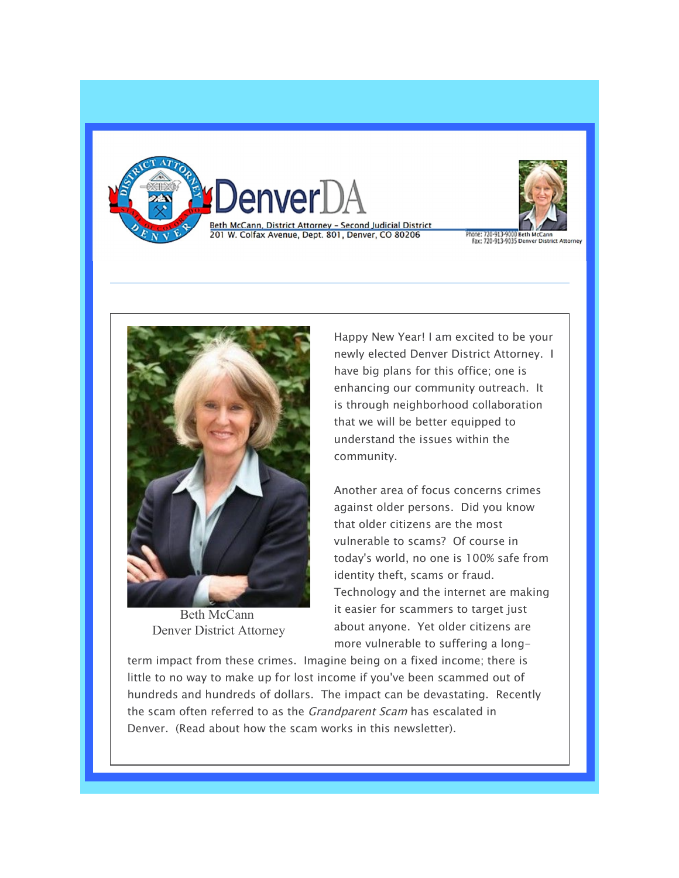# DenverDA

Beth McCann, District Attorney - Second Judicial District
201 W. Colfax Avenue, Dept. 801, Denver, CO 80206

Phone: 720-913-9000 Beth McCann
Fax: 720-913-9035 Denver District Attorney

---

Beth McCann
Denver District Attorney

Happy New Year! I am excited to be your newly elected Denver District Attorney. I have big plans for this office; one is enhancing our community outreach. It is through neighborhood collaboration that we will be better equipped to understand the issues within the community.

Another area of focus concerns crimes against older persons. Did you know that older citizens are the most vulnerable to scams? Of course in today's world, no one is 100% safe from identity theft, scams or fraud. Technology and the internet are making it easier for scammers to target just about anyone. Yet older citizens are more vulnerable to suffering a long-term impact from these crimes. Imagine being on a fixed income; there is little to no way to make up for lost income if you've been scammed out of hundreds and hundreds of dollars. The impact can be devastating. Recently the scam often referred to as the *Grandparent Scam* has escalated in Denver. (Read about how the scam works in this newsletter).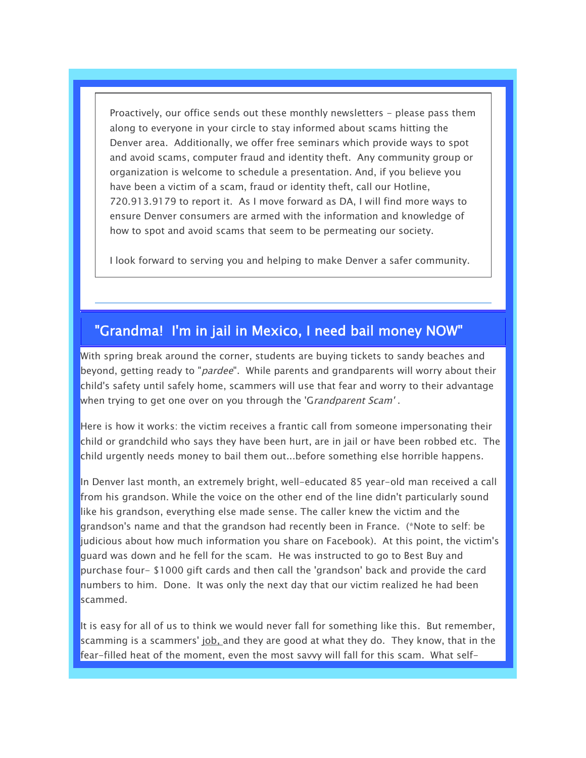Proactively, our office sends out these monthly newsletters - please pass them along to everyone in your circle to stay informed about scams hitting the Denver area. Additionally, we offer free seminars which provide ways to spot and avoid scams, computer fraud and identity theft. Any community group or organization is welcome to schedule a presentation. And, if you believe you have been a victim of a scam, fraud or identity theft, call our Hotline, 720.913.9179 to report it. As I move forward as DA, I will find more ways to ensure Denver consumers are armed with the information and knowledge of how to spot and avoid scams that seem to be permeating our society.

I look forward to serving you and helping to make Denver a safer community.

---

## "Grandma! I'm in jail in Mexico, I need bail money NOW"

With spring break around the corner, students are buying tickets to sandy beaches and beyond, getting ready to "*pardee*". While parents and grandparents will worry about their child's safety until safely home, scammers will use that fear and worry to their advantage when trying to get one over on you through the 'G*randparent Scam'* .

Here is how it works: the victim receives a frantic call from someone impersonating their child or grandchild who says they have been hurt, are in jail or have been robbed etc. The child urgently needs money to bail them out...before something else horrible happens.

In Denver last month, an extremely bright, well-educated 85 year-old man received a call from his grandson. While the voice on the other end of the line didn't particularly sound like his grandson, everything else made sense. The caller knew the victim and the grandson's name and that the grandson had recently been in France. (*Note to self: be judicious about how much information you share on Facebook). At this point, the victim's guard was down and he fell for the scam. He was instructed to go to Best Buy and purchase four- $1000 gift cards and then call the 'grandson' back and provide the card numbers to him. Done. It was only the next day that our victim realized he had been scammed.

It is easy for all of us to think we would never fall for something like this. But remember, scamming is a scammers' job, and they are good at what they do. They know, that in the fear-filled heat of the moment, even the most savvy will fall for this scam. What self-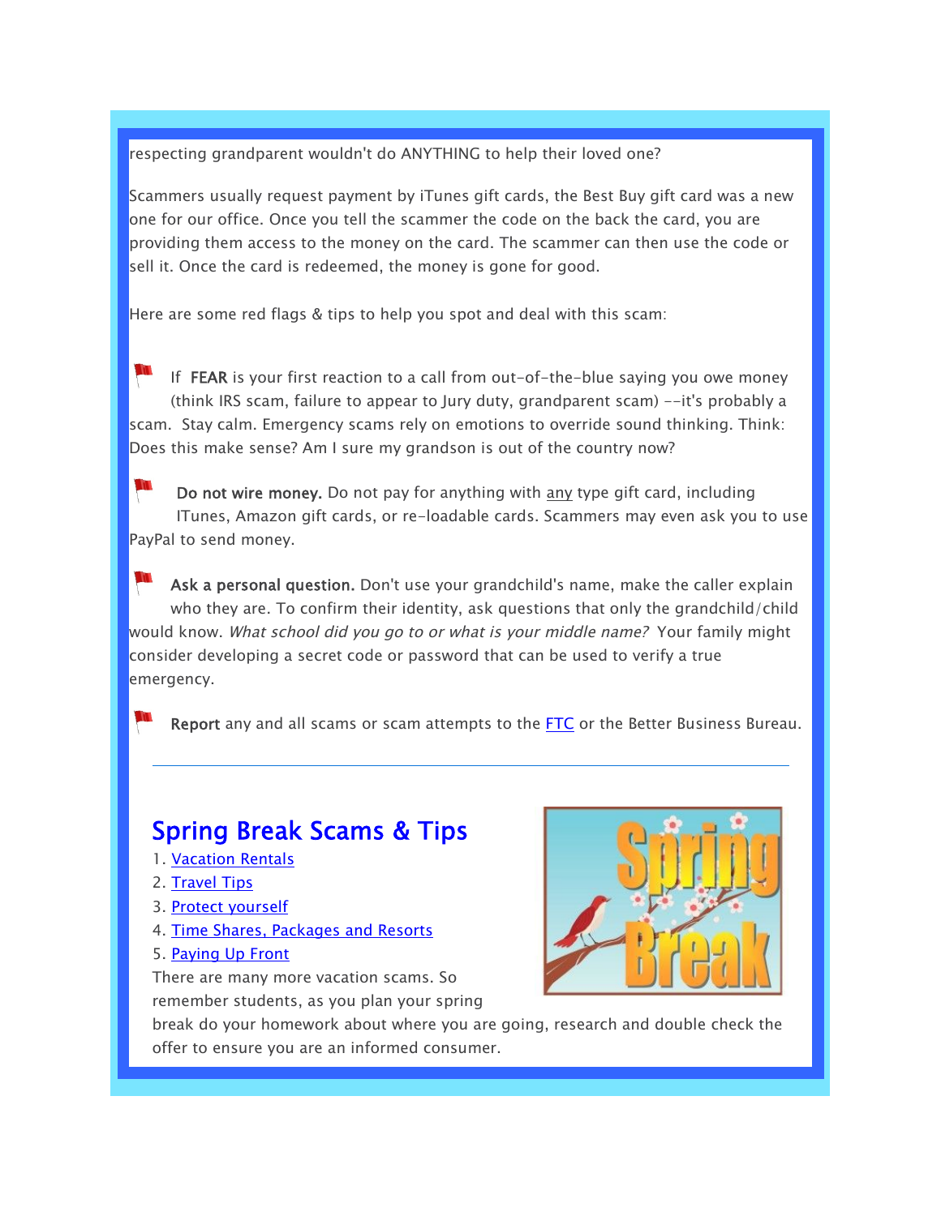respecting grandparent wouldn't do ANYTHING to help their loved one?

Scammers usually request payment by iTunes gift cards, the Best Buy gift card was a new one for our office. Once you tell the scammer the code on the back the card, you are providing them access to the money on the card. The scammer can then use the code or sell it. Once the card is redeemed, the money is gone for good.

Here are some red flags & tips to help you spot and deal with this scam:

- If **FEAR** is your first reaction to a call from out-of-the-blue saying you owe money (think IRS scam, failure to appear to Jury duty, grandparent scam) --it's probably a scam. Stay calm. Emergency scams rely on emotions to override sound thinking. Think: Does this make sense? Am I sure my grandson is out of the country now?

- **Do not wire money.** Do not pay for anything with <u>any</u> type gift card, including ITunes, Amazon gift cards, or re-loadable cards. Scammers may even ask you to use PayPal to send money.

- **Ask a personal question.** Don't use your grandchild's name, make the caller explain who they are. To confirm their identity, ask questions that only the grandchild/child would know. *What school did you go to or what is your middle name?* Your family might consider developing a secret code or password that can be used to verify a true emergency.

- **Report** any and all scams or scam attempts to the FTC or the Better Business Bureau.

---

## Spring Break Scams & Tips

1. Vacation Rentals
2. Travel Tips
3. Protect yourself
4. Time Shares, Packages and Resorts
5. Paying Up Front

There are many more vacation scams. So remember students, as you plan your spring break do your homework about where you are going, research and double check the offer to ensure you are an informed consumer.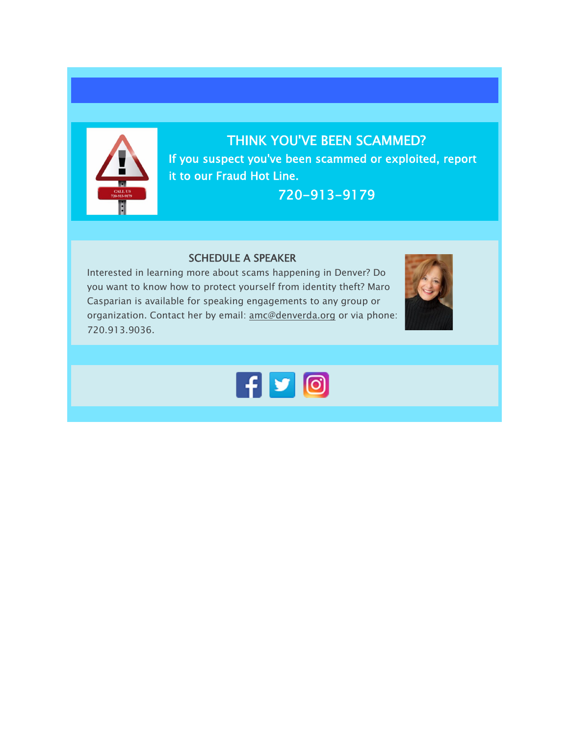## THINK YOU'VE BEEN SCAMMED?

If you suspect you've been scammed or exploited, report it to our Fraud Hot Line.

720-913-9179

### SCHEDULE A SPEAKER

Interested in learning more about scams happening in Denver? Do you want to know how to protect yourself from identity theft? Maro Casparian is available for speaking engagements to any group or organization. Contact her by email: amc@denverda.org or via phone: 720.913.9036.